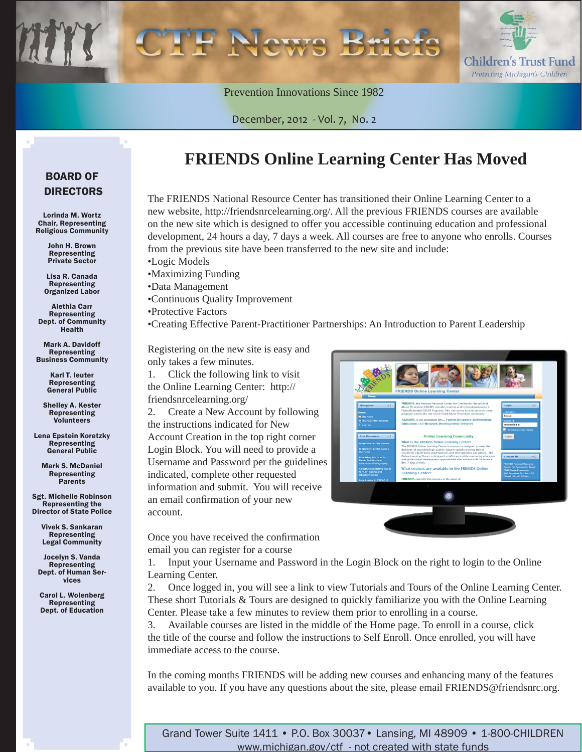# CTF News Briefs

Children's Trust Fund
*Protecting Michigan's Children*

Prevention Innovations Since 1982

December, 2012 - Vol. 7, No. 2

## BOARD OF DIRECTORS

**Lorinda M. Wortz**
**Chair, Representing Religious Community**

**John H. Brown**
**Representing Private Sector**

**Lisa R. Canada**
**Representing Organized Labor**

**Alethia Carr**
**Representing Dept. of Community Health**

**Mark A. Davidoff**
**Representing Business Community**

**Karl T. Ieuter**
**Representing General Public**

**Shelley A. Kester**
**Representing Volunteers**

**Lena Epstein Koretzky**
**Representing General Public**

**Mark S. McDaniel**
**Representing Parents**

**Sgt. Michelle Robinson**
**Representing the Director of State Police**

**Vivek S. Sankaran**
**Representing Legal Community**

**Jocelyn S. Vanda**
**Representing Dept. of Human Services**

**Carol L. Wolenberg**
**Representing Dept. of Education**

# FRIENDS Online Learning Center Has Moved

The FRIENDS National Resource Center has transitioned their Online Learning Center to a new website, http://friendsnrcelearning.org/. All the previous FRIENDS courses are available on the new site which is designed to offer you accessible continuing education and professional development, 24 hours a day, 7 days a week. All courses are free to anyone who enrolls. Courses from the previous site have been transferred to the new site and include:

- Logic Models
- Maximizing Funding
- Data Management
- Continuous Quality Improvement
- Protective Factors
- Creating Effective Parent-Practitioner Partnerships: An Introduction to Parent Leadership

Registering on the new site is easy and only takes a few minutes.

1. Click the following link to visit the Online Learning Center: http://friendsnrcelearning.org/
2. Create a New Account by following the instructions indicated for New Account Creation in the top right corner Login Block. You will need to provide a Username and Password per the guidelines indicated, complete other requested information and submit. You will receive an email confirmation of your new account.

Once you have received the confirmation email you can register for a course

1. Input your Username and Password in the Login Block on the right to login to the Online Learning Center.
2. Once logged in, you will see a link to view Tutorials and Tours of the Online Learning Center. These short Tutorials & Tours are designed to quickly familiarize you with the Online Learning Center. Please take a few minutes to review them prior to enrolling in a course.
3. Available courses are listed in the middle of the Home page. To enroll in a course, click the title of the course and follow the instructions to Self Enroll. Once enrolled, you will have immediate access to the course.

In the coming months FRIENDS will be adding new courses and enhancing many of the features available to you. If you have any questions about the site, please email FRIENDS@friendsnrc.org.

Grand Tower Suite 1411 • P.O. Box 30037 • Lansing, MI 48909 • 1-800-CHILDREN
www.michigan.gov/ctf - not created with state funds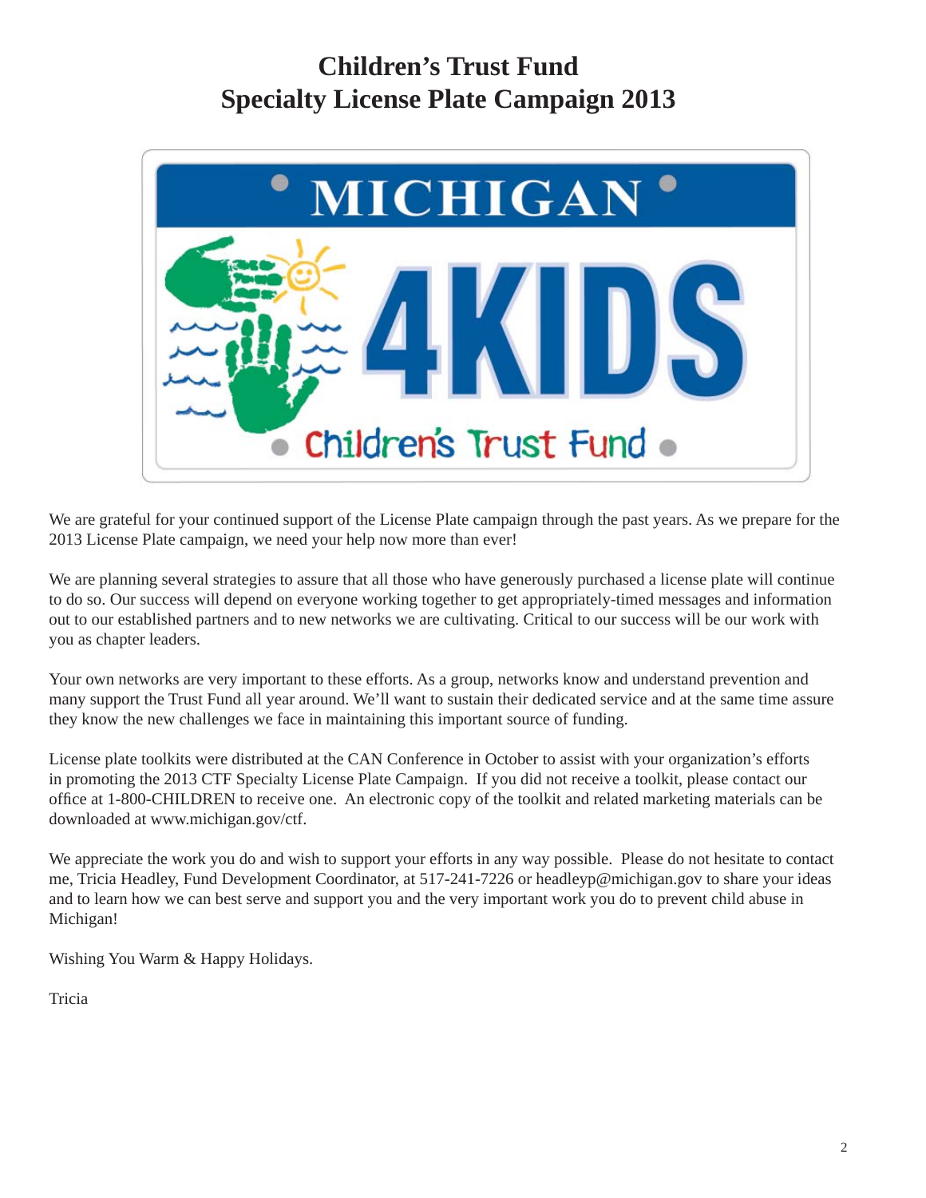# Children's Trust Fund
# Specialty License Plate Campaign 2013

We are grateful for your continued support of the License Plate campaign through the past years. As we prepare for the 2013 License Plate campaign, we need your help now more than ever!

We are planning several strategies to assure that all those who have generously purchased a license plate will continue to do so. Our success will depend on everyone working together to get appropriately-timed messages and information out to our established partners and to new networks we are cultivating. Critical to our success will be our work with you as chapter leaders.

Your own networks are very important to these efforts. As a group, networks know and understand prevention and many support the Trust Fund all year around. We'll want to sustain their dedicated service and at the same time assure they know the new challenges we face in maintaining this important source of funding.

License plate toolkits were distributed at the CAN Conference in October to assist with your organization's efforts in promoting the 2013 CTF Specialty License Plate Campaign. If you did not receive a toolkit, please contact our office at 1-800-CHILDREN to receive one. An electronic copy of the toolkit and related marketing materials can be downloaded at www.michigan.gov/ctf.

We appreciate the work you do and wish to support your efforts in any way possible. Please do not hesitate to contact me, Tricia Headley, Fund Development Coordinator, at 517-241-7226 or headleyp@michigan.gov to share your ideas and to learn how we can best serve and support you and the very important work you do to prevent child abuse in Michigan!

Wishing You Warm & Happy Holidays.

Tricia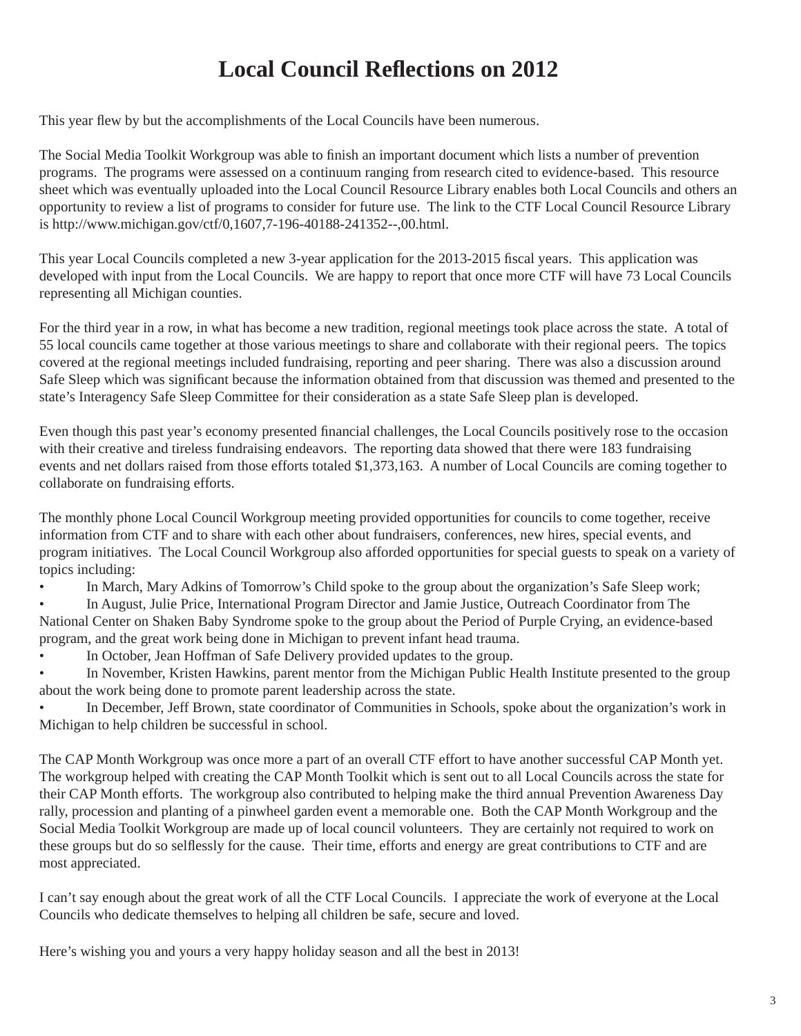# Local Council Reflections on 2012

This year flew by but the accomplishments of the Local Councils have been numerous.

The Social Media Toolkit Workgroup was able to finish an important document which lists a number of prevention programs. The programs were assessed on a continuum ranging from research cited to evidence-based. This resource sheet which was eventually uploaded into the Local Council Resource Library enables both Local Councils and others an opportunity to review a list of programs to consider for future use. The link to the CTF Local Council Resource Library is http://www.michigan.gov/ctf/0,1607,7-196-40188-241352--,00.html.

This year Local Councils completed a new 3-year application for the 2013-2015 fiscal years. This application was developed with input from the Local Councils. We are happy to report that once more CTF will have 73 Local Councils representing all Michigan counties.

For the third year in a row, in what has become a new tradition, regional meetings took place across the state. A total of 55 local councils came together at those various meetings to share and collaborate with their regional peers. The topics covered at the regional meetings included fundraising, reporting and peer sharing. There was also a discussion around Safe Sleep which was significant because the information obtained from that discussion was themed and presented to the state's Interagency Safe Sleep Committee for their consideration as a state Safe Sleep plan is developed.

Even though this past year's economy presented financial challenges, the Local Councils positively rose to the occasion with their creative and tireless fundraising endeavors. The reporting data showed that there were 183 fundraising events and net dollars raised from those efforts totaled $1,373,163. A number of Local Councils are coming together to collaborate on fundraising efforts.

The monthly phone Local Council Workgroup meeting provided opportunities for councils to come together, receive information from CTF and to share with each other about fundraisers, conferences, new hires, special events, and program initiatives. The Local Council Workgroup also afforded opportunities for special guests to speak on a variety of topics including:

- In March, Mary Adkins of Tomorrow's Child spoke to the group about the organization's Safe Sleep work;
- In August, Julie Price, International Program Director and Jamie Justice, Outreach Coordinator from The National Center on Shaken Baby Syndrome spoke to the group about the Period of Purple Crying, an evidence-based program, and the great work being done in Michigan to prevent infant head trauma.
- In October, Jean Hoffman of Safe Delivery provided updates to the group.
- In November, Kristen Hawkins, parent mentor from the Michigan Public Health Institute presented to the group about the work being done to promote parent leadership across the state.
- In December, Jeff Brown, state coordinator of Communities in Schools, spoke about the organization's work in Michigan to help children be successful in school.

The CAP Month Workgroup was once more a part of an overall CTF effort to have another successful CAP Month yet. The workgroup helped with creating the CAP Month Toolkit which is sent out to all Local Councils across the state for their CAP Month efforts. The workgroup also contributed to helping make the third annual Prevention Awareness Day rally, procession and planting of a pinwheel garden event a memorable one. Both the CAP Month Workgroup and the Social Media Toolkit Workgroup are made up of local council volunteers. They are certainly not required to work on these groups but do so selflessly for the cause. Their time, efforts and energy are great contributions to CTF and are most appreciated.

I can't say enough about the great work of all the CTF Local Councils. I appreciate the work of everyone at the Local Councils who dedicate themselves to helping all children be safe, secure and loved.

Here's wishing you and yours a very happy holiday season and all the best in 2013!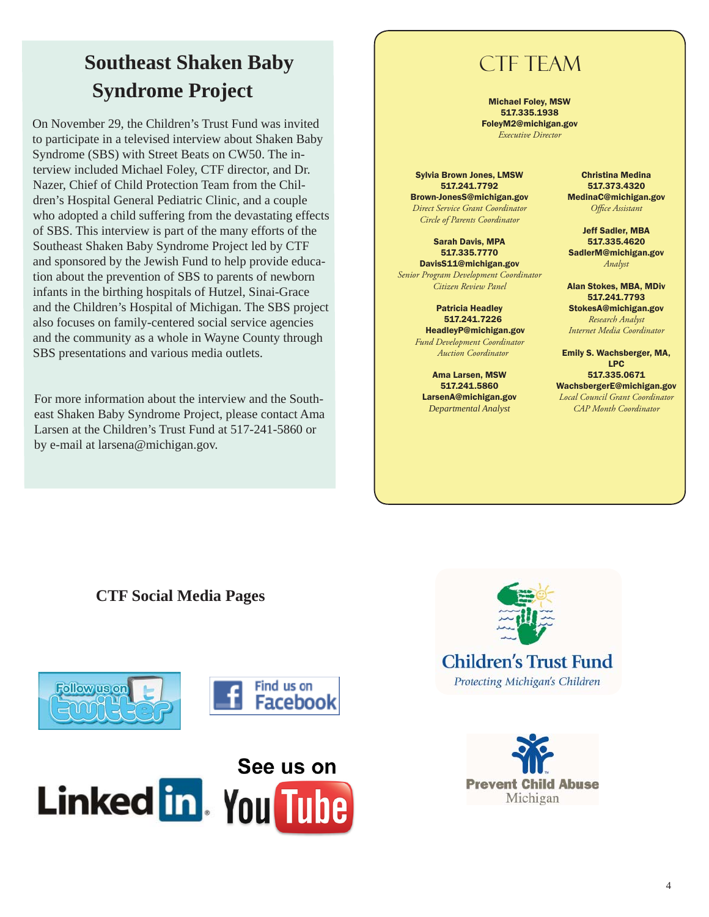## Southeast Shaken Baby Syndrome Project

On November 29, the Children's Trust Fund was invited to participate in a televised interview about Shaken Baby Syndrome (SBS) with Street Beats on CW50. The interview included Michael Foley, CTF director, and Dr. Nazer, Chief of Child Protection Team from the Children's Hospital General Pediatric Clinic, and a couple who adopted a child suffering from the devastating effects of SBS. This interview is part of the many efforts of the Southeast Shaken Baby Syndrome Project led by CTF and sponsored by the Jewish Fund to help provide education about the prevention of SBS to parents of newborn infants in the birthing hospitals of Hutzel, Sinai-Grace and the Children's Hospital of Michigan. The SBS project also focuses on family-centered social service agencies and the community as a whole in Wayne County through SBS presentations and various media outlets.

For more information about the interview and the Southeast Shaken Baby Syndrome Project, please contact Ama Larsen at the Children's Trust Fund at 517-241-5860 or by e-mail at larsena@michigan.gov.

## CTF TEAM

**Michael Foley, MSW**
**517.335.1938**
**FoleyM2@michigan.gov**
*Executive Director*

**Sylvia Brown Jones, LMSW**
**517.241.7792**
**Brown-JonesS@michigan.gov**
*Direct Service Grant Coordinator*
*Circle of Parents Coordinator*

**Sarah Davis, MPA**
**517.335.7770**
**DavisS11@michigan.gov**
*Senior Program Development Coordinator*
*Citizen Review Panel*

**Patricia Headley**
**517.241.7226**
**HeadleyP@michigan.gov**
*Fund Development Coordinator*
*Auction Coordinator*

**Ama Larsen, MSW**
**517.241.5860**
**LarsenA@michigan.gov**
*Departmental Analyst*

**Christina Medina**
**517.373.4320**
**MedinaC@michigan.gov**
*Office Assistant*

**Jeff Sadler, MBA**
**517.335.4620**
**SadlerM@michigan.gov**
*Analyst*

**Alan Stokes, MBA, MDiv**
**517.241.7793**
**StokesA@michigan.gov**
*Research Analyst*
*Internet Media Coordinator*

**Emily S. Wachsberger, MA, LPC**
**517.335.0671**
**WachsbergerE@michigan.gov**
*Local Council Grant Coordinator*
*CAP Month Coordinator*

## CTF Social Media Pages

Follow us on twitter

Find us on Facebook

LinkedIn

See us on YouTube

Children's Trust Fund
*Protecting Michigan's Children*

Prevent Child Abuse
Michigan